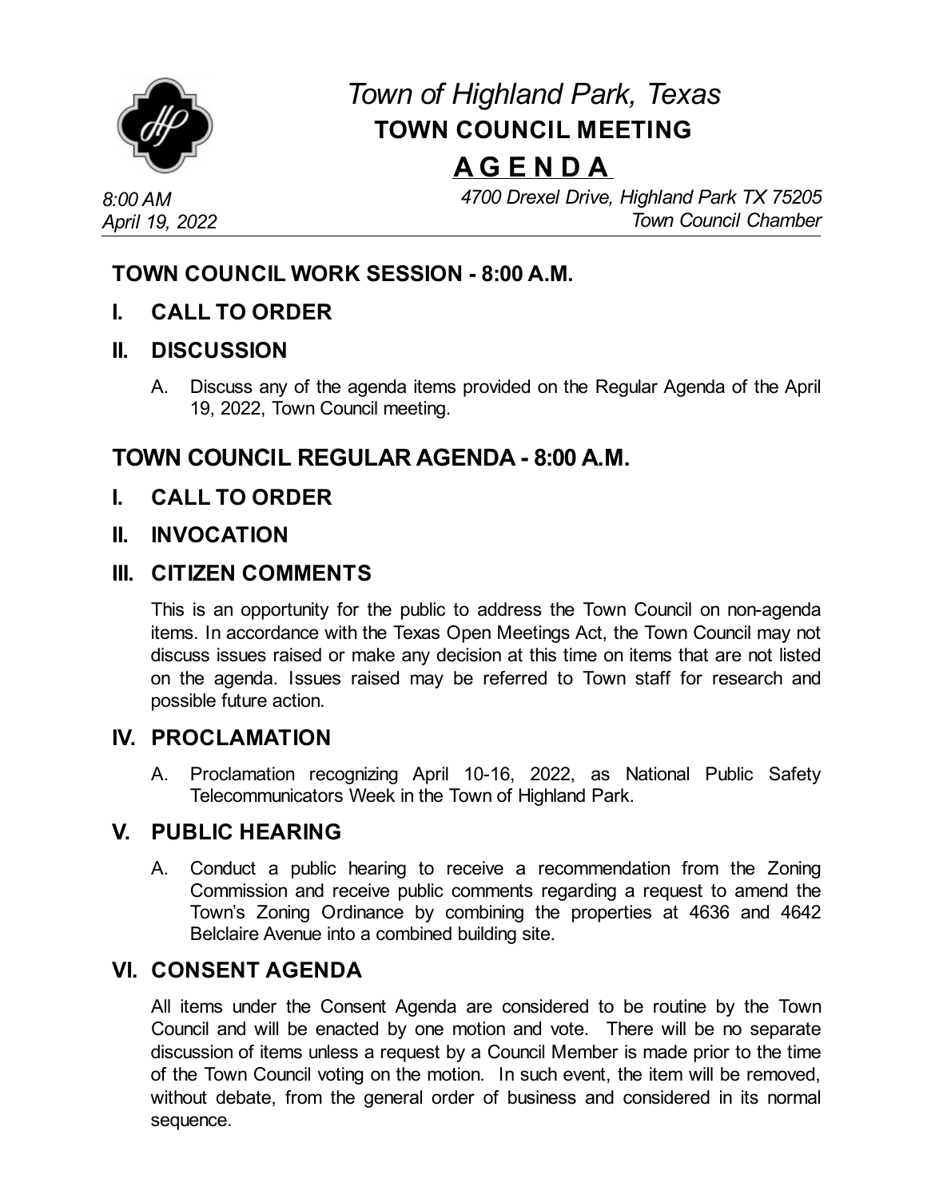# *Town of Highland Park, Texas*

## TOWN COUNCIL MEETING

## A G E N D A

*8:00 AM*
*April 19, 2022*

*4700 Drexel Drive, Highland Park TX 75205*
*Town Council Chamber*

---

## TOWN COUNCIL WORK SESSION - 8:00 A.M.

### I. CALL TO ORDER

### II. DISCUSSION

A. Discuss any of the agenda items provided on the Regular Agenda of the April 19, 2022, Town Council meeting.

## TOWN COUNCIL REGULAR AGENDA - 8:00 A.M.

### I. CALL TO ORDER

### II. INVOCATION

### III. CITIZEN COMMENTS

This is an opportunity for the public to address the Town Council on non-agenda items. In accordance with the Texas Open Meetings Act, the Town Council may not discuss issues raised or make any decision at this time on items that are not listed on the agenda. Issues raised may be referred to Town staff for research and possible future action.

### IV. PROCLAMATION

A. Proclamation recognizing April 10-16, 2022, as National Public Safety Telecommunicators Week in the Town of Highland Park.

### V. PUBLIC HEARING

A. Conduct a public hearing to receive a recommendation from the Zoning Commission and receive public comments regarding a request to amend the Town's Zoning Ordinance by combining the properties at 4636 and 4642 Belclaire Avenue into a combined building site.

### VI. CONSENT AGENDA

All items under the Consent Agenda are considered to be routine by the Town Council and will be enacted by one motion and vote. There will be no separate discussion of items unless a request by a Council Member is made prior to the time of the Town Council voting on the motion. In such event, the item will be removed, without debate, from the general order of business and considered in its normal sequence.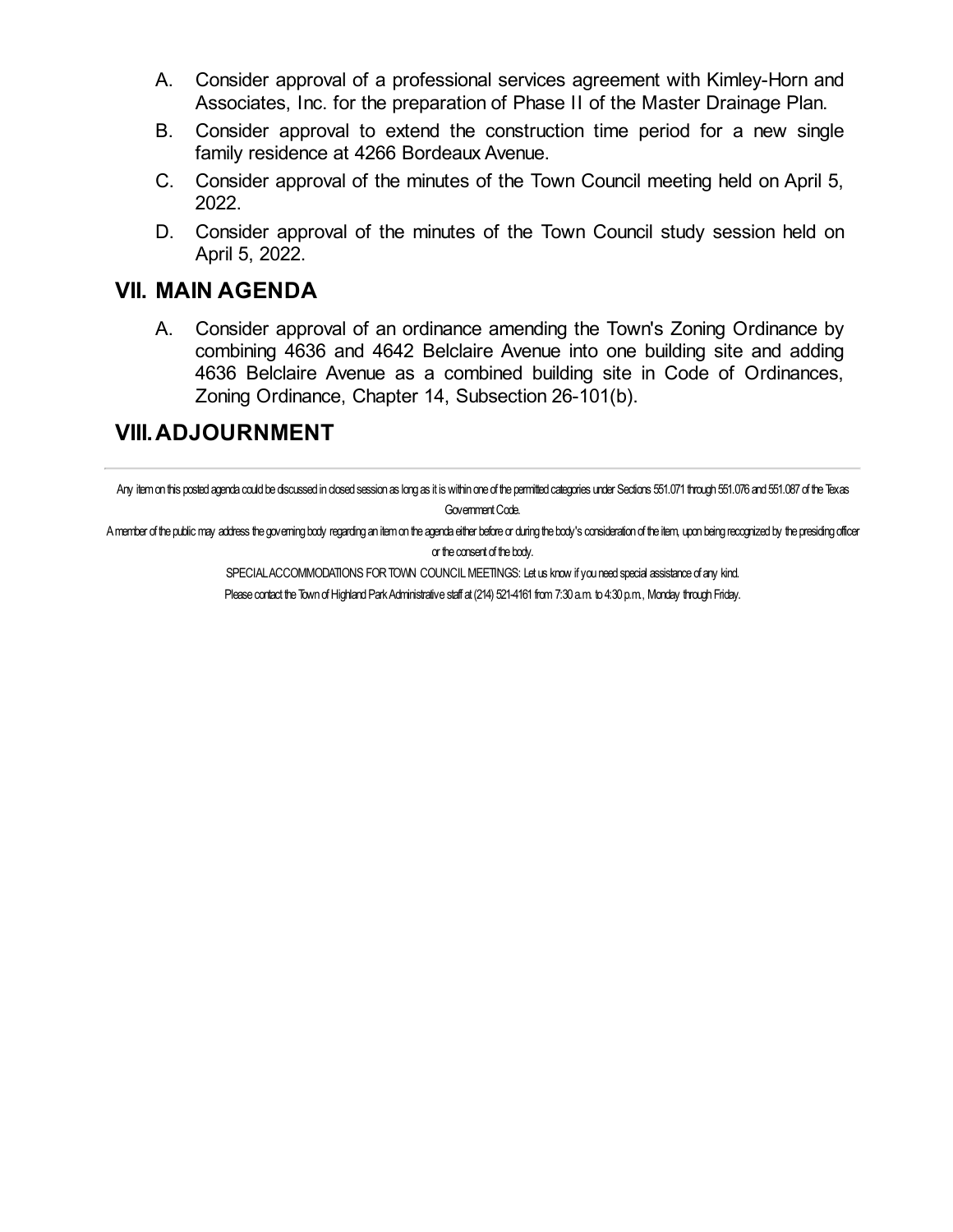A. Consider approval of a professional services agreement with Kimley-Horn and Associates, Inc. for the preparation of Phase II of the Master Drainage Plan.

B. Consider approval to extend the construction time period for a new single family residence at 4266 Bordeaux Avenue.

C. Consider approval of the minutes of the Town Council meeting held on April 5, 2022.

D. Consider approval of the minutes of the Town Council study session held on April 5, 2022.

## VII. MAIN AGENDA

A. Consider approval of an ordinance amending the Town's Zoning Ordinance by combining 4636 and 4642 Belclaire Avenue into one building site and adding 4636 Belclaire Avenue as a combined building site in Code of Ordinances, Zoning Ordinance, Chapter 14, Subsection 26-101(b).

## VIII. ADJOURNMENT

---

Any item on this posted agenda could be discussed in closed session as long as it is within one of the permitted categories under Sections 551.071 through 551.076 and 551.087 of the Texas Government Code.

A member of the public may address the governing body regarding an item on the agenda either before or during the body's consideration of the item, upon being recognized by the presiding officer or the consent of the body.

SPECIAL ACCOMMODATIONS FOR TOWN COUNCIL MEETINGS: Let us know if you need special assistance of any kind.

Please contact the Town of Highland Park Administrative staff at (214) 521-4161 from 7:30 a.m. to 4:30 p.m., Monday through Friday.